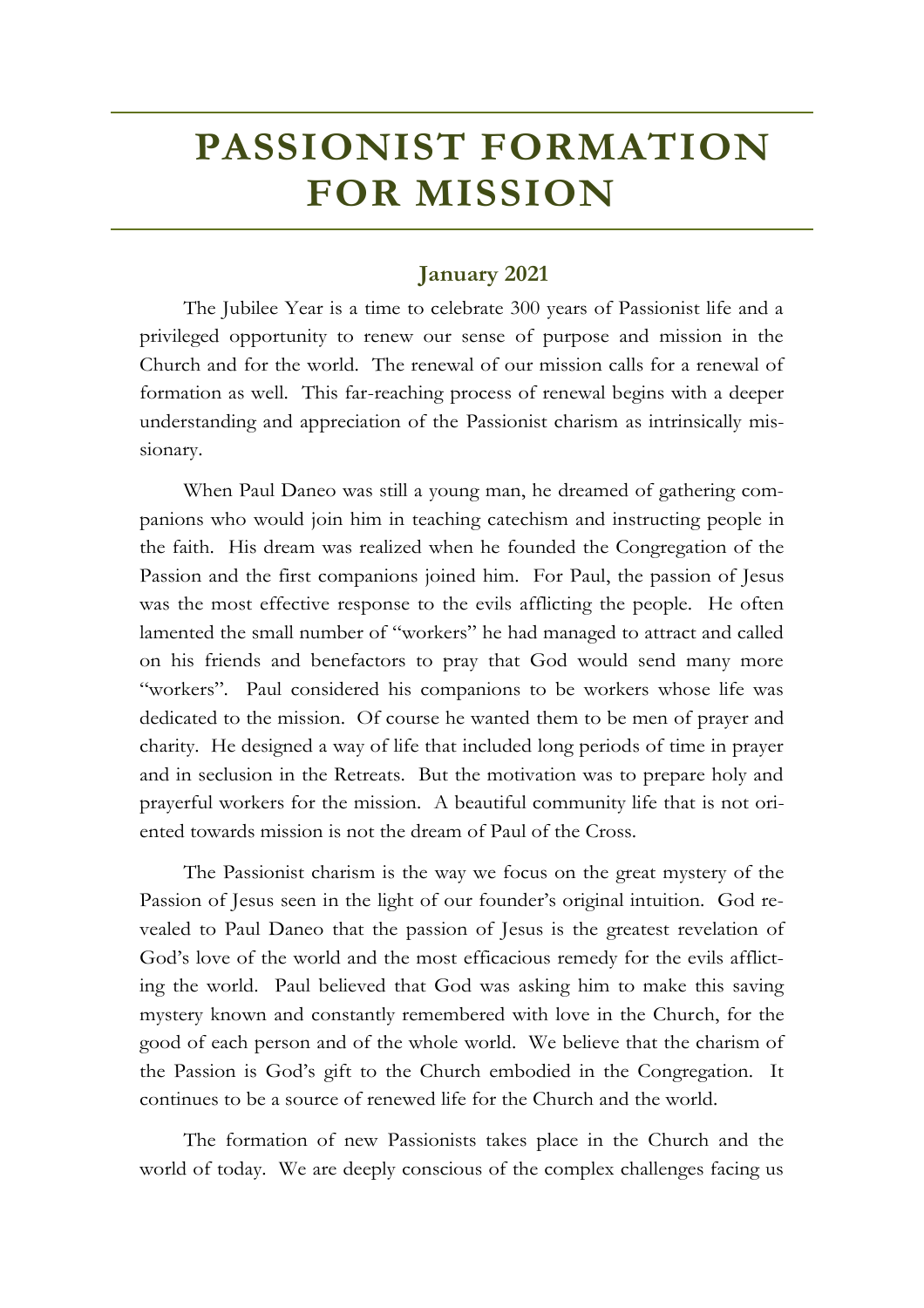# PASSIONIST FORMATION FOR MISSION

## January 2021

The Jubilee Year is a time to celebrate 300 years of Passionist life and a privileged opportunity to renew our sense of purpose and mission in the Church and for the world. The renewal of our mission calls for a renewal of formation as well. This far-reaching process of renewal begins with a deeper understanding and appreciation of the Passionist charism as intrinsically missionary.

When Paul Daneo was still a young man, he dreamed of gathering companions who would join him in teaching catechism and instructing people in the faith. His dream was realized when he founded the Congregation of the Passion and the first companions joined him. For Paul, the passion of Jesus was the most effective response to the evils afflicting the people. He often lamented the small number of "workers" he had managed to attract and called on his friends and benefactors to pray that God would send many more "workers". Paul considered his companions to be workers whose life was dedicated to the mission. Of course he wanted them to be men of prayer and charity. He designed a way of life that included long periods of time in prayer and in seclusion in the Retreats. But the motivation was to prepare holy and prayerful workers for the mission. A beautiful community life that is not oriented towards mission is not the dream of Paul of the Cross.

The Passionist charism is the way we focus on the great mystery of the Passion of Jesus seen in the light of our founder's original intuition. God revealed to Paul Daneo that the passion of Jesus is the greatest revelation of God's love of the world and the most efficacious remedy for the evils afflicting the world. Paul believed that God was asking him to make this saving mystery known and constantly remembered with love in the Church, for the good of each person and of the whole world. We believe that the charism of the Passion is God's gift to the Church embodied in the Congregation. It continues to be a source of renewed life for the Church and the world.

The formation of new Passionists takes place in the Church and the world of today. We are deeply conscious of the complex challenges facing us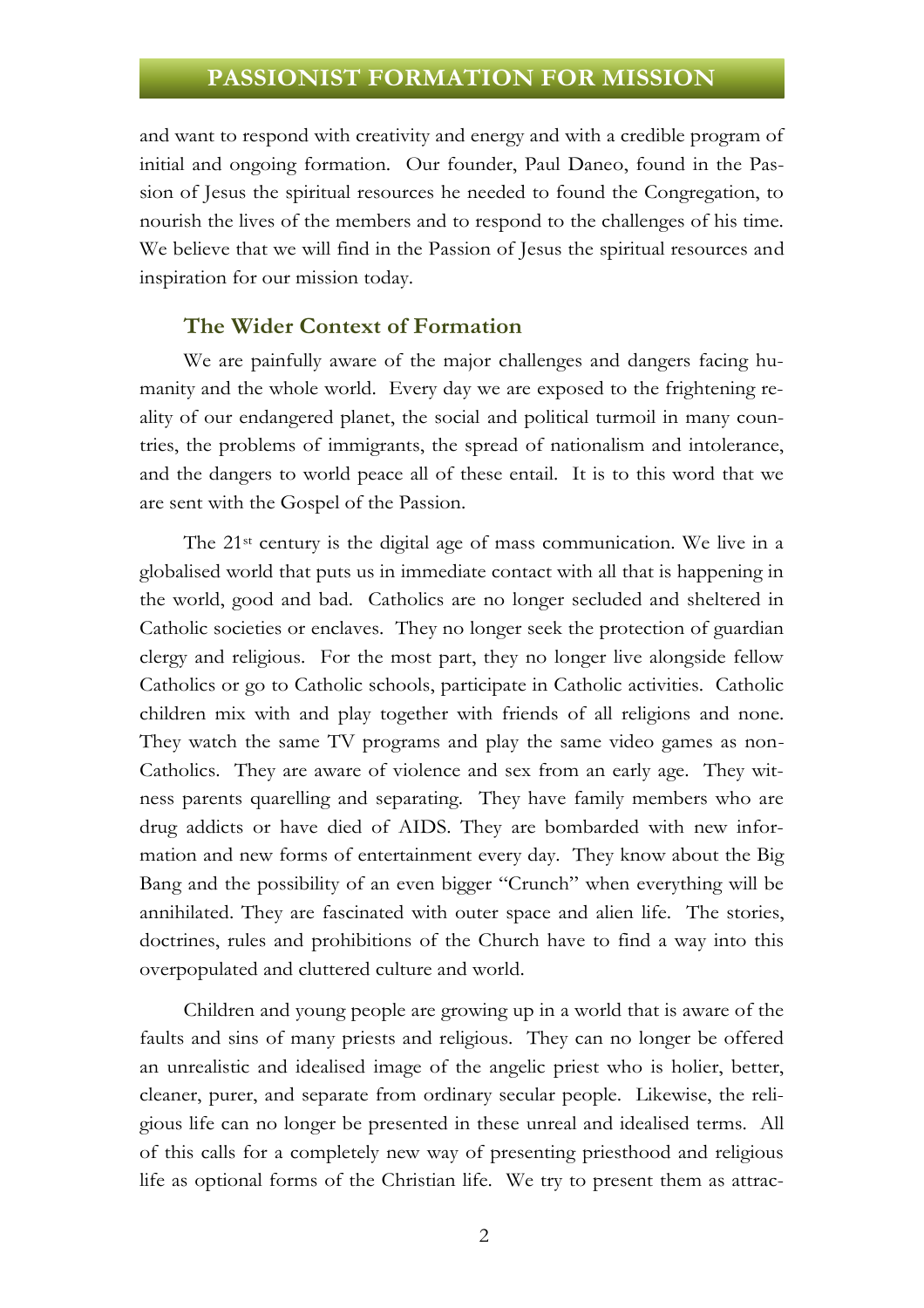and want to respond with creativity and energy and with a credible program of initial and ongoing formation. Our founder, Paul Daneo, found in the Passion of Jesus the spiritual resources he needed to found the Congregation, to nourish the lives of the members and to respond to the challenges of his time. We believe that we will find in the Passion of Jesus the spiritual resources and inspiration for our mission today.

### The Wider Context of Formation

We are painfully aware of the major challenges and dangers facing humanity and the whole world. Every day we are exposed to the frightening reality of our endangered planet, the social and political turmoil in many countries, the problems of immigrants, the spread of nationalism and intolerance, and the dangers to world peace all of these entail. It is to this word that we are sent with the Gospel of the Passion.

The 21st century is the digital age of mass communication. We live in a globalised world that puts us in immediate contact with all that is happening in the world, good and bad. Catholics are no longer secluded and sheltered in Catholic societies or enclaves. They no longer seek the protection of guardian clergy and religious. For the most part, they no longer live alongside fellow Catholics or go to Catholic schools, participate in Catholic activities. Catholic children mix with and play together with friends of all religions and none. They watch the same TV programs and play the same video games as non-Catholics. They are aware of violence and sex from an early age. They witness parents quarelling and separating. They have family members who are drug addicts or have died of AIDS. They are bombarded with new information and new forms of entertainment every day. They know about the Big Bang and the possibility of an even bigger "Crunch" when everything will be annihilated. They are fascinated with outer space and alien life. The stories, doctrines, rules and prohibitions of the Church have to find a way into this overpopulated and cluttered culture and world.

Children and young people are growing up in a world that is aware of the faults and sins of many priests and religious. They can no longer be offered an unrealistic and idealised image of the angelic priest who is holier, better, cleaner, purer, and separate from ordinary secular people. Likewise, the religious life can no longer be presented in these unreal and idealised terms. All of this calls for a completely new way of presenting priesthood and religious life as optional forms of the Christian life. We try to present them as attrac-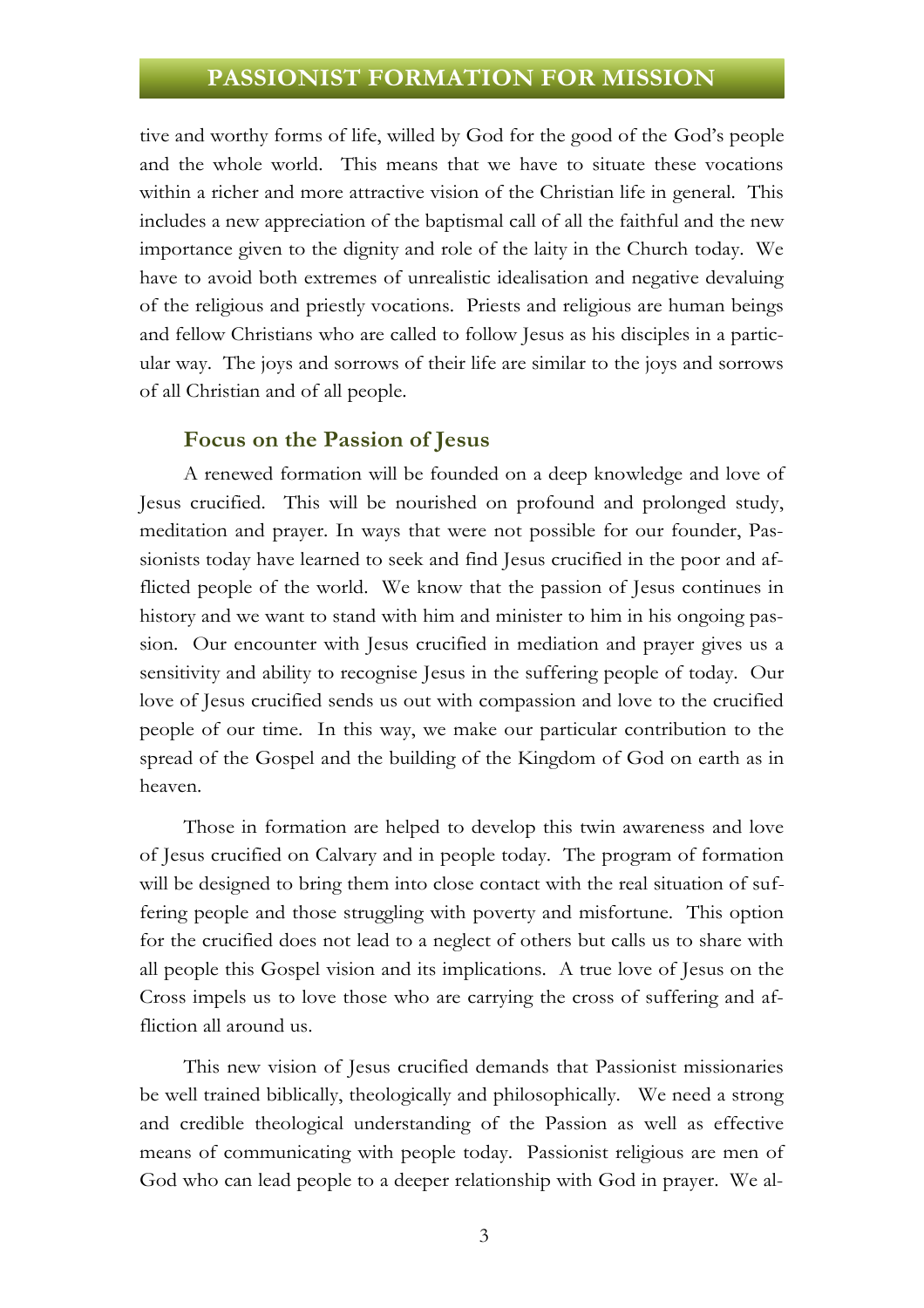tive and worthy forms of life, willed by God for the good of the God's people and the whole world. This means that we have to situate these vocations within a richer and more attractive vision of the Christian life in general. This includes a new appreciation of the baptismal call of all the faithful and the new importance given to the dignity and role of the laity in the Church today. We have to avoid both extremes of unrealistic idealisation and negative devaluing of the religious and priestly vocations. Priests and religious are human beings and fellow Christians who are called to follow Jesus as his disciples in a particular way. The joys and sorrows of their life are similar to the joys and sorrows of all Christian and of all people.

### Focus on the Passion of Jesus

A renewed formation will be founded on a deep knowledge and love of Jesus crucified. This will be nourished on profound and prolonged study, meditation and prayer. In ways that were not possible for our founder, Passionists today have learned to seek and find Jesus crucified in the poor and afflicted people of the world. We know that the passion of Jesus continues in history and we want to stand with him and minister to him in his ongoing passion. Our encounter with Jesus crucified in mediation and prayer gives us a sensitivity and ability to recognise Jesus in the suffering people of today. Our love of Jesus crucified sends us out with compassion and love to the crucified people of our time. In this way, we make our particular contribution to the spread of the Gospel and the building of the Kingdom of God on earth as in heaven.

Those in formation are helped to develop this twin awareness and love of Jesus crucified on Calvary and in people today. The program of formation will be designed to bring them into close contact with the real situation of suffering people and those struggling with poverty and misfortune. This option for the crucified does not lead to a neglect of others but calls us to share with all people this Gospel vision and its implications. A true love of Jesus on the Cross impels us to love those who are carrying the cross of suffering and affliction all around us.

This new vision of Jesus crucified demands that Passionist missionaries be well trained biblically, theologically and philosophically. We need a strong and credible theological understanding of the Passion as well as effective means of communicating with people today. Passionist religious are men of God who can lead people to a deeper relationship with God in prayer. We al-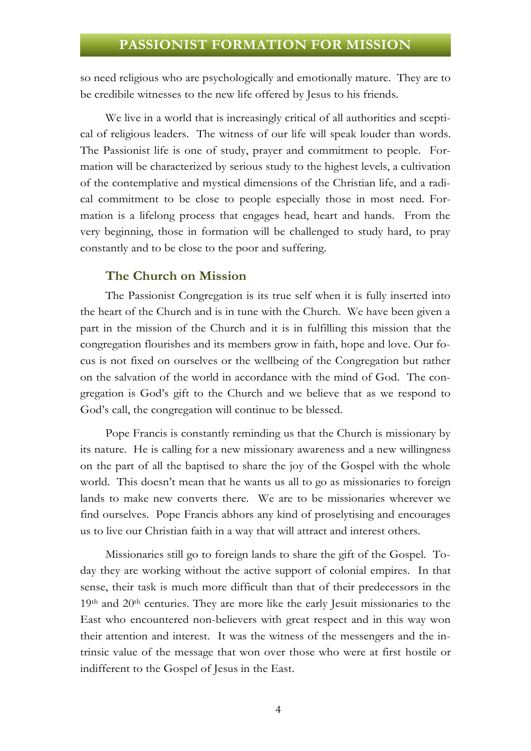so need religious who are psychologically and emotionally mature. They are to be credibile witnesses to the new life offered by Jesus to his friends.

We live in a world that is increasingly critical of all authorities and sceptical of religious leaders. The witness of our life will speak louder than words. The Passionist life is one of study, prayer and commitment to people. Formation will be characterized by serious study to the highest levels, a cultivation of the contemplative and mystical dimensions of the Christian life, and a radical commitment to be close to people especially those in most need. Formation is a lifelong process that engages head, heart and hands. From the very beginning, those in formation will be challenged to study hard, to pray constantly and to be close to the poor and suffering.

### The Church on Mission

The Passionist Congregation is its true self when it is fully inserted into the heart of the Church and is in tune with the Church. We have been given a part in the mission of the Church and it is in fulfilling this mission that the congregation flourishes and its members grow in faith, hope and love. Our focus is not fixed on ourselves or the wellbeing of the Congregation but rather on the salvation of the world in accordance with the mind of God. The congregation is God's gift to the Church and we believe that as we respond to God's call, the congregation will continue to be blessed.

Pope Francis is constantly reminding us that the Church is missionary by its nature. He is calling for a new missionary awareness and a new willingness on the part of all the baptised to share the joy of the Gospel with the whole world. This doesn't mean that he wants us all to go as missionaries to foreign lands to make new converts there. We are to be missionaries wherever we find ourselves. Pope Francis abhors any kind of proselytising and encourages us to live our Christian faith in a way that will attract and interest others.

Missionaries still go to foreign lands to share the gift of the Gospel. Today they are working without the active support of colonial empires. In that sense, their task is much more difficult than that of their predecessors in the 19th and 20th centuries. They are more like the early Jesuit missionaries to the East who encountered non-believers with great respect and in this way won their attention and interest. It was the witness of the messengers and the intrinsic value of the message that won over those who were at first hostile or indifferent to the Gospel of Jesus in the East.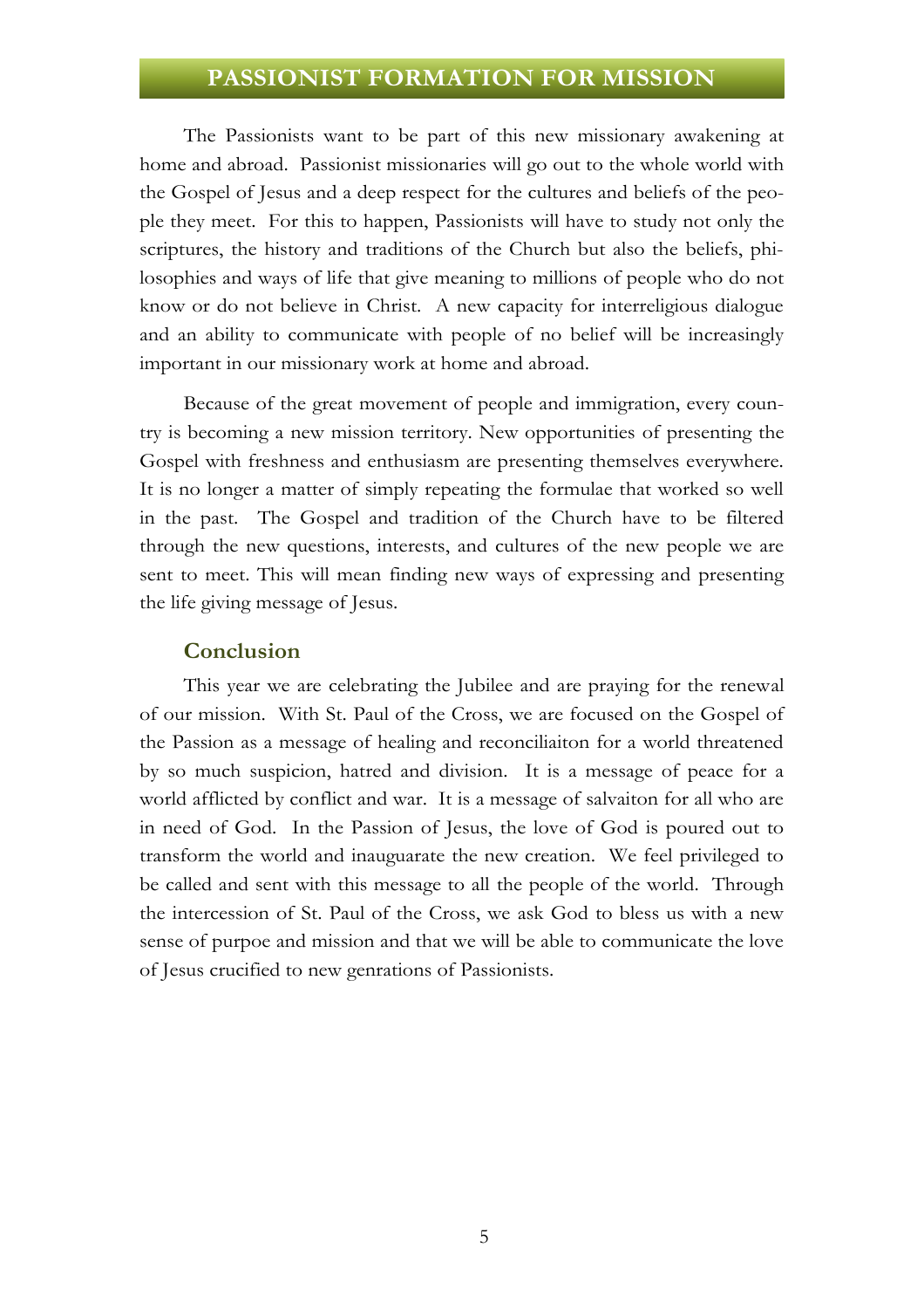## PASSIONIST FORMATION FOR MISSION

The Passionists want to be part of this new missionary awakening at home and abroad. Passionist missionaries will go out to the whole world with the Gospel of Jesus and a deep respect for the cultures and beliefs of the people they meet. For this to happen, Passionists will have to study not only the scriptures, the history and traditions of the Church but also the beliefs, philosophies and ways of life that give meaning to millions of people who do not know or do not believe in Christ. A new capacity for interreligious dialogue and an ability to communicate with people of no belief will be increasingly important in our missionary work at home and abroad.

Because of the great movement of people and immigration, every country is becoming a new mission territory. New opportunities of presenting the Gospel with freshness and enthusiasm are presenting themselves everywhere. It is no longer a matter of simply repeating the formulae that worked so well in the past. The Gospel and tradition of the Church have to be filtered through the new questions, interests, and cultures of the new people we are sent to meet. This will mean finding new ways of expressing and presenting the life giving message of Jesus.

### Conclusion

This year we are celebrating the Jubilee and are praying for the renewal of our mission. With St. Paul of the Cross, we are focused on the Gospel of the Passion as a message of healing and reconciliaiton for a world threatened by so much suspicion, hatred and division. It is a message of peace for a world afflicted by conflict and war. It is a message of salvaiton for all who are in need of God. In the Passion of Jesus, the love of God is poured out to transform the world and inauguarate the new creation. We feel privileged to be called and sent with this message to all the people of the world. Through the intercession of St. Paul of the Cross, we ask God to bless us with a new sense of purpoe and mission and that we will be able to communicate the love of Jesus crucified to new genrations of Passionists.